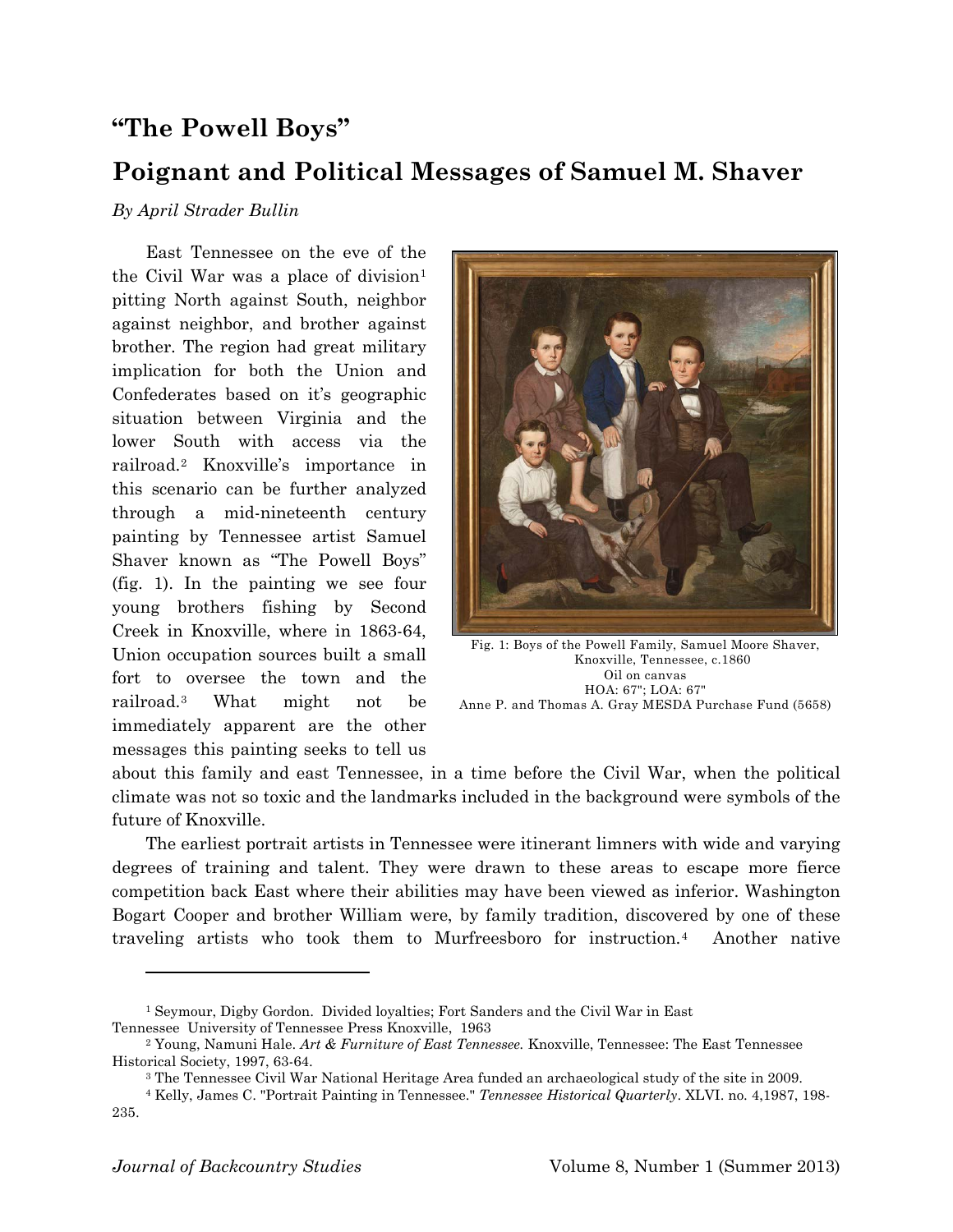# "The Powell Boys"

## Poignant and Political Messages of Samuel M. Shaver

*By April Strader Bullin*

East Tennessee on the eve of the the Civil War was a place of division[1] pitting North against South, neighbor against neighbor, and brother against brother. The region had great military implication for both the Union and Confederates based on it's geographic situation between Virginia and the lower South with access via the railroad.[2] Knoxville's importance in this scenario can be further analyzed through a mid-nineteenth century painting by Tennessee artist Samuel Shaver known as "The Powell Boys" (fig. 1). In the painting we see four young brothers fishing by Second Creek in Knoxville, where in 1863-64, Union occupation sources built a small fort to oversee the town and the railroad.[3] What might not be immediately apparent are the other messages this painting seeks to tell us about this family and east Tennessee, in a time before the Civil War, when the political climate was not so toxic and the landmarks included in the background were symbols of the future of Knoxville.

Fig. 1: Boys of the Powell Family, Samuel Moore Shaver, Knoxville, Tennessee, c.1860
Oil on canvas
HOA: 67"; LOA: 67"
Anne P. and Thomas A. Gray MESDA Purchase Fund (5658)

The earliest portrait artists in Tennessee were itinerant limners with wide and varying degrees of training and talent. They were drawn to these areas to escape more fierce competition back East where their abilities may have been viewed as inferior. Washington Bogart Cooper and brother William were, by family tradition, discovered by one of these traveling artists who took them to Murfreesboro for instruction.[4] Another native

---

[1] Seymour, Digby Gordon. Divided loyalties; Fort Sanders and the Civil War in East Tennessee University of Tennessee Press Knoxville, 1963

[2] Young, Namuni Hale. *Art & Furniture of East Tennessee.* Knoxville, Tennessee: The East Tennessee Historical Society, 1997, 63-64.

[3] The Tennessee Civil War National Heritage Area funded an archaeological study of the site in 2009.

[4] Kelly, James C. "Portrait Painting in Tennessee." *Tennessee Historical Quarterly*. XLVI. no. 4,1987, 198-235.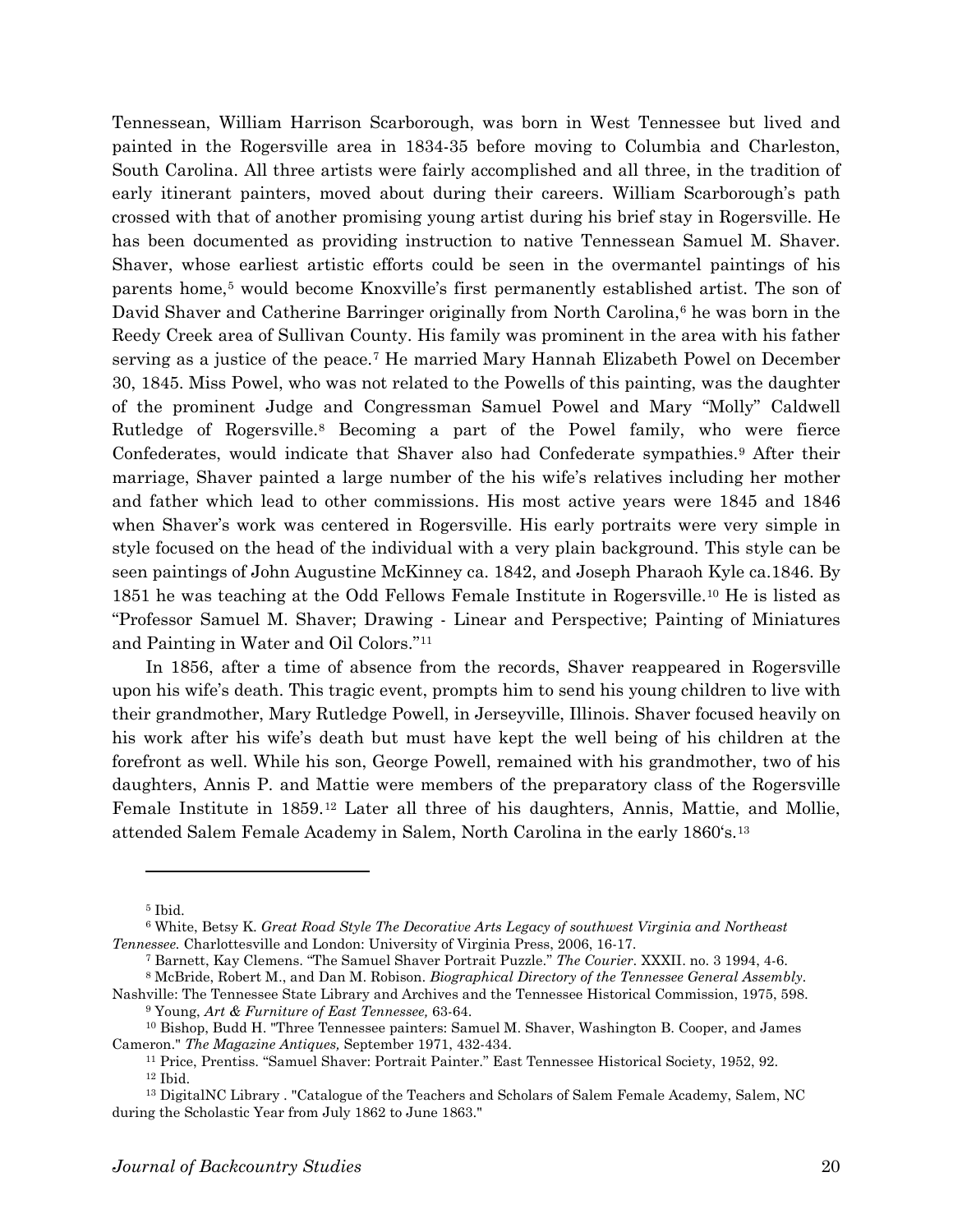Tennessean, William Harrison Scarborough, was born in West Tennessee but lived and painted in the Rogersville area in 1834-35 before moving to Columbia and Charleston, South Carolina. All three artists were fairly accomplished and all three, in the tradition of early itinerant painters, moved about during their careers. William Scarborough's path crossed with that of another promising young artist during his brief stay in Rogersville. He has been documented as providing instruction to native Tennessean Samuel M. Shaver. Shaver, whose earliest artistic efforts could be seen in the overmantel paintings of his parents home,[5] would become Knoxville's first permanently established artist. The son of David Shaver and Catherine Barringer originally from North Carolina,[6] he was born in the Reedy Creek area of Sullivan County. His family was prominent in the area with his father serving as a justice of the peace.[7] He married Mary Hannah Elizabeth Powel on December 30, 1845. Miss Powel, who was not related to the Powells of this painting, was the daughter of the prominent Judge and Congressman Samuel Powel and Mary "Molly" Caldwell Rutledge of Rogersville.[8] Becoming a part of the Powel family, who were fierce Confederates, would indicate that Shaver also had Confederate sympathies.[9] After their marriage, Shaver painted a large number of the his wife's relatives including her mother and father which lead to other commissions. His most active years were 1845 and 1846 when Shaver's work was centered in Rogersville. His early portraits were very simple in style focused on the head of the individual with a very plain background. This style can be seen paintings of John Augustine McKinney ca. 1842, and Joseph Pharaoh Kyle ca.1846. By 1851 he was teaching at the Odd Fellows Female Institute in Rogersville.[10] He is listed as "Professor Samuel M. Shaver; Drawing - Linear and Perspective; Painting of Miniatures and Painting in Water and Oil Colors."[11]

In 1856, after a time of absence from the records, Shaver reappeared in Rogersville upon his wife's death. This tragic event, prompts him to send his young children to live with their grandmother, Mary Rutledge Powell, in Jerseyville, Illinois. Shaver focused heavily on his work after his wife's death but must have kept the well being of his children at the forefront as well. While his son, George Powell, remained with his grandmother, two of his daughters, Annis P. and Mattie were members of the preparatory class of the Rogersville Female Institute in 1859.[12] Later all three of his daughters, Annis, Mattie, and Mollie, attended Salem Female Academy in Salem, North Carolina in the early 1860's.[13]

---

[5] Ibid.

[6] White, Betsy K. *Great Road Style The Decorative Arts Legacy of southwest Virginia and Northeast Tennessee.* Charlottesville and London: University of Virginia Press, 2006, 16-17.

[7] Barnett, Kay Clemens. "The Samuel Shaver Portrait Puzzle." *The Courier*. XXXII. no. 3 1994, 4-6.

[8] McBride, Robert M., and Dan M. Robison. *Biographical Directory of the Tennessee General Assembly.* Nashville: The Tennessee State Library and Archives and the Tennessee Historical Commission, 1975, 598.

[9] Young, *Art & Furniture of East Tennessee,* 63-64.

[10] Bishop, Budd H. "Three Tennessee painters: Samuel M. Shaver, Washington B. Cooper, and James Cameron." *The Magazine Antiques,* September 1971, 432-434.

[11] Price, Prentiss. "Samuel Shaver: Portrait Painter." East Tennessee Historical Society, 1952, 92.

[12] Ibid.

[13] DigitalNC Library . "Catalogue of the Teachers and Scholars of Salem Female Academy, Salem, NC during the Scholastic Year from July 1862 to June 1863."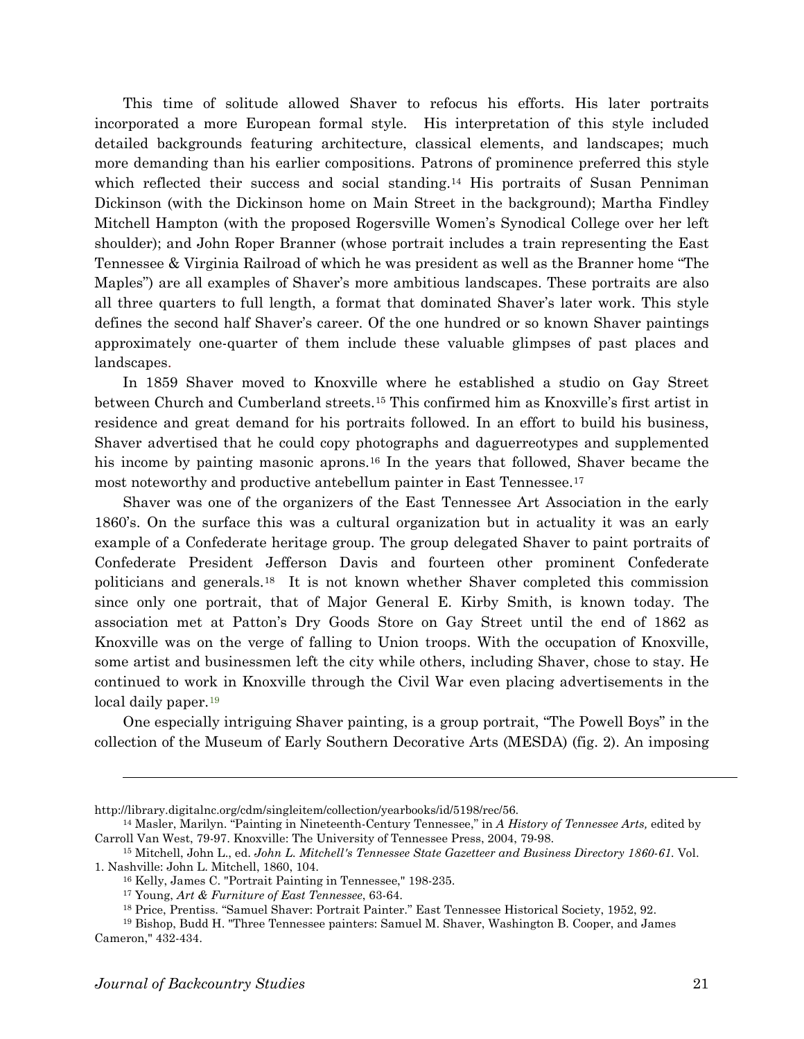This time of solitude allowed Shaver to refocus his efforts. His later portraits incorporated a more European formal style. His interpretation of this style included detailed backgrounds featuring architecture, classical elements, and landscapes; much more demanding than his earlier compositions. Patrons of prominence preferred this style which reflected their success and social standing.[14] His portraits of Susan Penniman Dickinson (with the Dickinson home on Main Street in the background); Martha Findley Mitchell Hampton (with the proposed Rogersville Women's Synodical College over her left shoulder); and John Roper Branner (whose portrait includes a train representing the East Tennessee & Virginia Railroad of which he was president as well as the Branner home "The Maples") are all examples of Shaver's more ambitious landscapes. These portraits are also all three quarters to full length, a format that dominated Shaver's later work. This style defines the second half Shaver's career. Of the one hundred or so known Shaver paintings approximately one-quarter of them include these valuable glimpses of past places and landscapes.

In 1859 Shaver moved to Knoxville where he established a studio on Gay Street between Church and Cumberland streets.[15] This confirmed him as Knoxville's first artist in residence and great demand for his portraits followed. In an effort to build his business, Shaver advertised that he could copy photographs and daguerreotypes and supplemented his income by painting masonic aprons.[16] In the years that followed, Shaver became the most noteworthy and productive antebellum painter in East Tennessee.[17]

Shaver was one of the organizers of the East Tennessee Art Association in the early 1860's. On the surface this was a cultural organization but in actuality it was an early example of a Confederate heritage group. The group delegated Shaver to paint portraits of Confederate President Jefferson Davis and fourteen other prominent Confederate politicians and generals.[18] It is not known whether Shaver completed this commission since only one portrait, that of Major General E. Kirby Smith, is known today. The association met at Patton's Dry Goods Store on Gay Street until the end of 1862 as Knoxville was on the verge of falling to Union troops. With the occupation of Knoxville, some artist and businessmen left the city while others, including Shaver, chose to stay. He continued to work in Knoxville through the Civil War even placing advertisements in the local daily paper.[19]

One especially intriguing Shaver painting, is a group portrait, "The Powell Boys" in the collection of the Museum of Early Southern Decorative Arts (MESDA) (fig. 2). An imposing

---

http://library.digitalnc.org/cdm/singleitem/collection/yearbooks/id/5198/rec/56.

[14] Masler, Marilyn. "Painting in Nineteenth-Century Tennessee," in *A History of Tennessee Arts,* edited by Carroll Van West, 79-97. Knoxville: The University of Tennessee Press, 2004, 79-98.

[15] Mitchell, John L., ed. *John L. Mitchell's Tennessee State Gazetteer and Business Directory 1860-61.* Vol. 1. Nashville: John L. Mitchell, 1860, 104.

[16] Kelly, James C. "Portrait Painting in Tennessee," 198-235.

[17] Young, *Art & Furniture of East Tennessee*, 63-64.

[18] Price, Prentiss. "Samuel Shaver: Portrait Painter." East Tennessee Historical Society, 1952, 92.

[19] Bishop, Budd H. "Three Tennessee painters: Samuel M. Shaver, Washington B. Cooper, and James Cameron," 432-434.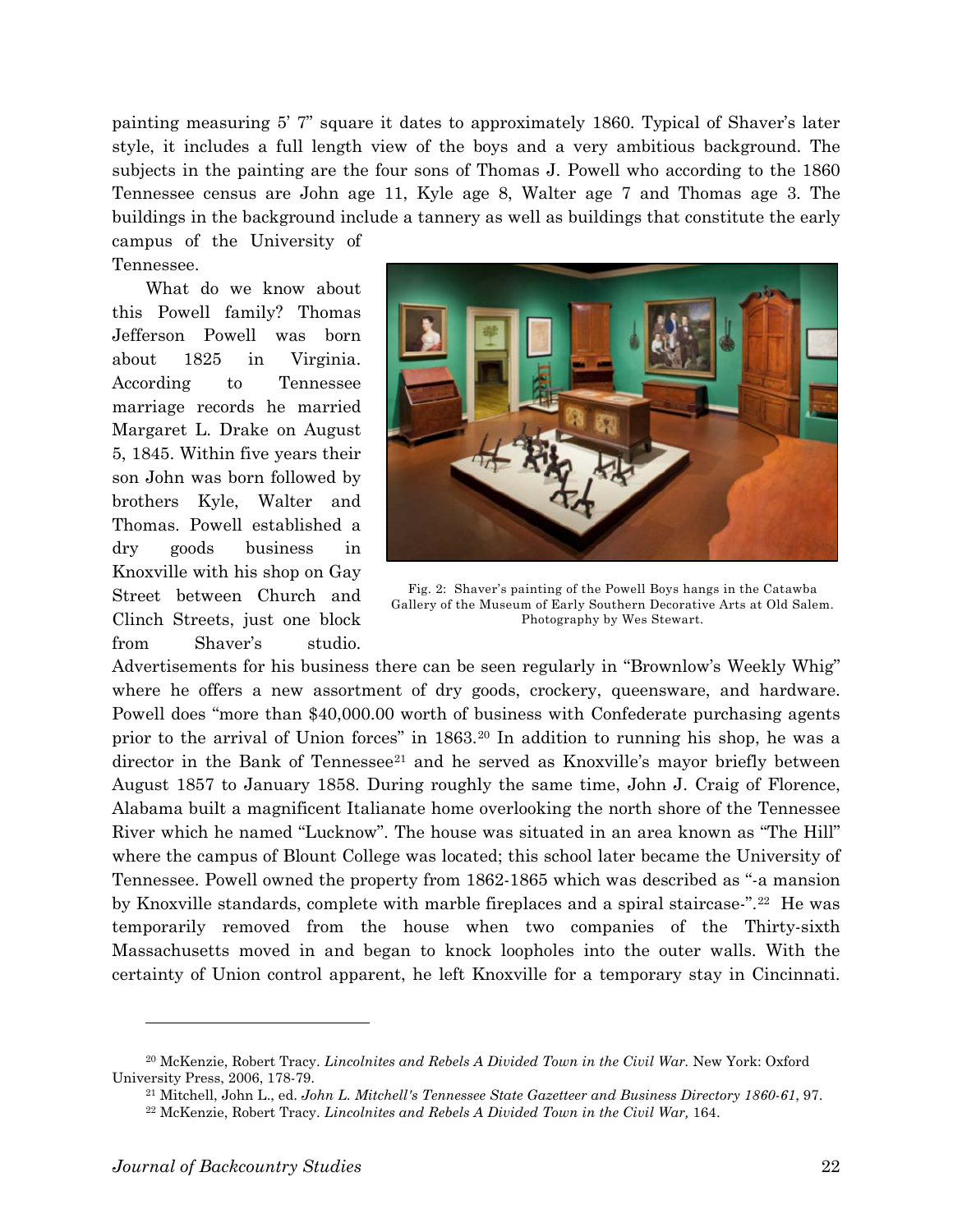painting measuring 5' 7" square it dates to approximately 1860. Typical of Shaver's later style, it includes a full length view of the boys and a very ambitious background. The subjects in the painting are the four sons of Thomas J. Powell who according to the 1860 Tennessee census are John age 11, Kyle age 8, Walter age 7 and Thomas age 3. The buildings in the background include a tannery as well as buildings that constitute the early campus of the University of Tennessee.

What do we know about this Powell family? Thomas Jefferson Powell was born about 1825 in Virginia. According to Tennessee marriage records he married Margaret L. Drake on August 5, 1845. Within five years their son John was born followed by brothers Kyle, Walter and Thomas. Powell established a dry goods business in Knoxville with his shop on Gay Street between Church and Clinch Streets, just one block from Shaver's studio. Advertisements for his business there can be seen regularly in "Brownlow's Weekly Whig" where he offers a new assortment of dry goods, crockery, queensware, and hardware. Powell does "more than $40,000.00 worth of business with Confederate purchasing agents prior to the arrival of Union forces" in 1863.[20] In addition to running his shop, he was a director in the Bank of Tennessee[21] and he served as Knoxville's mayor briefly between August 1857 to January 1858. During roughly the same time, John J. Craig of Florence, Alabama built a magnificent Italianate home overlooking the north shore of the Tennessee River which he named "Lucknow". The house was situated in an area known as "The Hill" where the campus of Blount College was located; this school later became the University of Tennessee. Powell owned the property from 1862-1865 which was described as "-a mansion by Knoxville standards, complete with marble fireplaces and a spiral staircase-".[22] He was temporarily removed from the house when two companies of the Thirty-sixth Massachusetts moved in and began to knock loopholes into the outer walls. With the certainty of Union control apparent, he left Knoxville for a temporary stay in Cincinnati.

Fig. 2: Shaver's painting of the Powell Boys hangs in the Catawba Gallery of the Museum of Early Southern Decorative Arts at Old Salem. Photography by Wes Stewart.

---

[20] McKenzie, Robert Tracy. *Lincolnites and Rebels A Divided Town in the Civil War.* New York: Oxford University Press, 2006, 178-79.

[21] Mitchell, John L., ed. *John L. Mitchell's Tennessee State Gazetteer and Business Directory 1860-61*, 97.

[22] McKenzie, Robert Tracy. *Lincolnites and Rebels A Divided Town in the Civil War,* 164.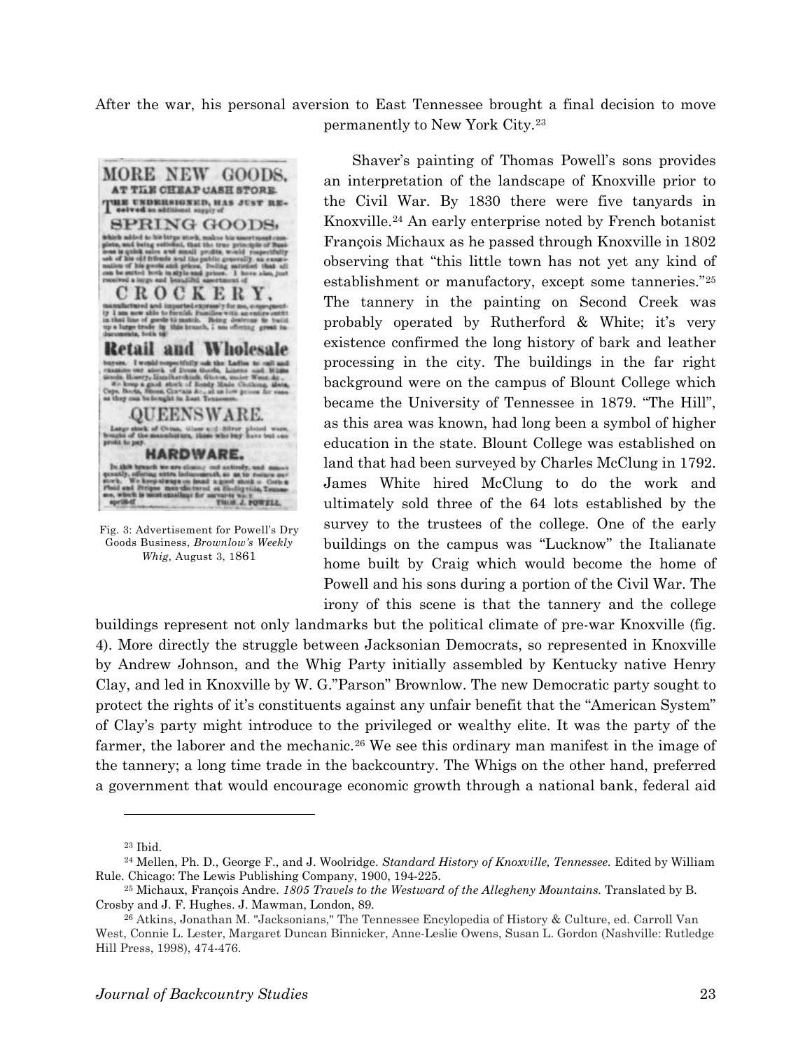After the war, his personal aversion to East Tennessee brought a final decision to move permanently to New York City.[23]

Fig. 3: Advertisement for Powell's Dry Goods Business, *Brownlow's Weekly Whig,* August 3, 1861

Shaver's painting of Thomas Powell's sons provides an interpretation of the landscape of Knoxville prior to the Civil War. By 1830 there were five tanyards in Knoxville.[24] An early enterprise noted by French botanist François Michaux as he passed through Knoxville in 1802 observing that "this little town has not yet any kind of establishment or manufactory, except some tanneries."[25] The tannery in the painting on Second Creek was probably operated by Rutherford & White; it's very existence confirmed the long history of bark and leather processing in the city. The buildings in the far right background were on the campus of Blount College which became the University of Tennessee in 1879. "The Hill", as this area was known, had long been a symbol of higher education in the state. Blount College was established on land that had been surveyed by Charles McClung in 1792. James White hired McClung to do the work and ultimately sold three of the 64 lots established by the survey to the trustees of the college. One of the early buildings on the campus was "Lucknow" the Italianate home built by Craig which would become the home of Powell and his sons during a portion of the Civil War. The irony of this scene is that the tannery and the college buildings represent not only landmarks but the political climate of pre-war Knoxville (fig. 4). More directly the struggle between Jacksonian Democrats, so represented in Knoxville by Andrew Johnson, and the Whig Party initially assembled by Kentucky native Henry Clay, and led in Knoxville by W. G."Parson" Brownlow. The new Democratic party sought to protect the rights of it's constituents against any unfair benefit that the "American System" of Clay's party might introduce to the privileged or wealthy elite. It was the party of the farmer, the laborer and the mechanic.[26] We see this ordinary man manifest in the image of the tannery; a long time trade in the backcountry. The Whigs on the other hand, preferred a government that would encourage economic growth through a national bank, federal aid

---

[23] Ibid.

[24] Mellen, Ph. D., George F., and J. Woolridge. *Standard History of Knoxville, Tennessee.* Edited by William Rule. Chicago: The Lewis Publishing Company, 1900, 194-225.

[25] Michaux, François Andre. *1805 Travels to the Westward of the Allegheny Mountains.* Translated by B. Crosby and J. F. Hughes. J. Mawman, London, 89.

[26] Atkins, Jonathan M. "Jacksonians," The Tennessee Encylopedia of History & Culture, ed. Carroll Van West, Connie L. Lester, Margaret Duncan Binnicker, Anne-Leslie Owens, Susan L. Gordon (Nashville: Rutledge Hill Press, 1998), 474-476.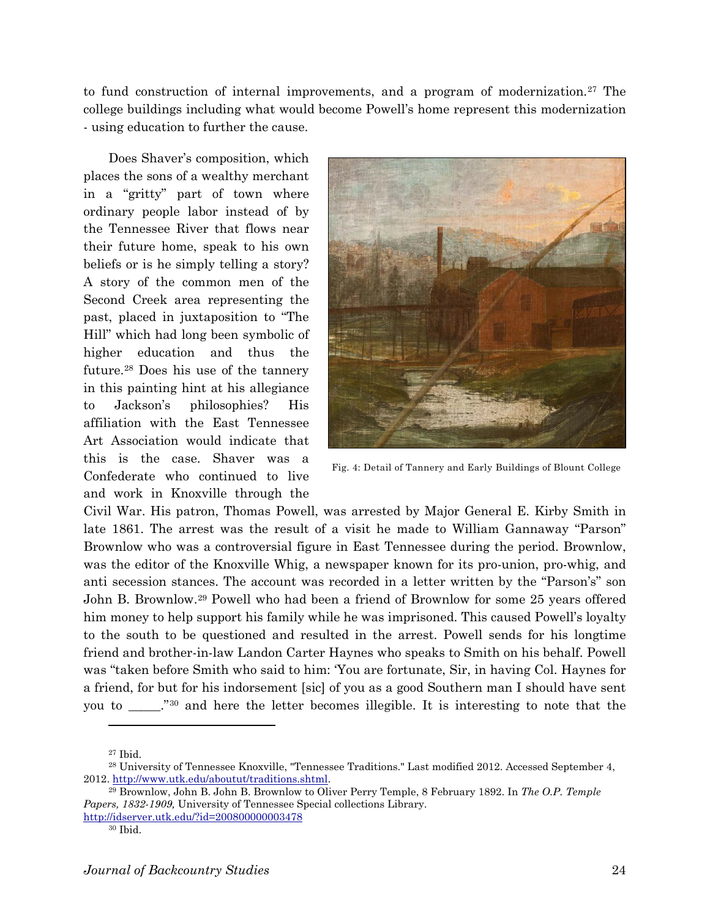to fund construction of internal improvements, and a program of modernization.[27] The college buildings including what would become Powell's home represent this modernization - using education to further the cause.

Does Shaver's composition, which places the sons of a wealthy merchant in a "gritty" part of town where ordinary people labor instead of by the Tennessee River that flows near their future home, speak to his own beliefs or is he simply telling a story? A story of the common men of the Second Creek area representing the past, placed in juxtaposition to "The Hill" which had long been symbolic of higher education and thus the future.[28] Does his use of the tannery in this painting hint at his allegiance to Jackson's philosophies? His affiliation with the East Tennessee Art Association would indicate that this is the case. Shaver was a Confederate who continued to live and work in Knoxville through the Civil War. His patron, Thomas Powell, was arrested by Major General E. Kirby Smith in late 1861. The arrest was the result of a visit he made to William Gannaway "Parson" Brownlow who was a controversial figure in East Tennessee during the period. Brownlow, was the editor of the Knoxville Whig, a newspaper known for its pro-union, pro-whig, and anti secession stances. The account was recorded in a letter written by the "Parson's" son John B. Brownlow.[29] Powell who had been a friend of Brownlow for some 25 years offered him money to help support his family while he was imprisoned. This caused Powell's loyalty to the south to be questioned and resulted in the arrest. Powell sends for his longtime friend and brother-in-law Landon Carter Haynes who speaks to Smith on his behalf. Powell was "taken before Smith who said to him: 'You are fortunate, Sir, in having Col. Haynes for a friend, for but for his indorsement [sic] of you as a good Southern man I should have sent you to _____."[30] and here the letter becomes illegible. It is interesting to note that the

Fig. 4: Detail of Tannery and Early Buildings of Blount College

---

[27] Ibid.

[28] University of Tennessee Knoxville, "Tennessee Traditions." Last modified 2012. Accessed September 4, 2012. http://www.utk.edu/aboutut/traditions.shtml.

[29] Brownlow, John B. John B. Brownlow to Oliver Perry Temple, 8 February 1892. In *The O.P. Temple Papers, 1832-1909,* University of Tennessee Special collections Library. http://idserver.utk.edu/?id=200800000003478

[30] Ibid.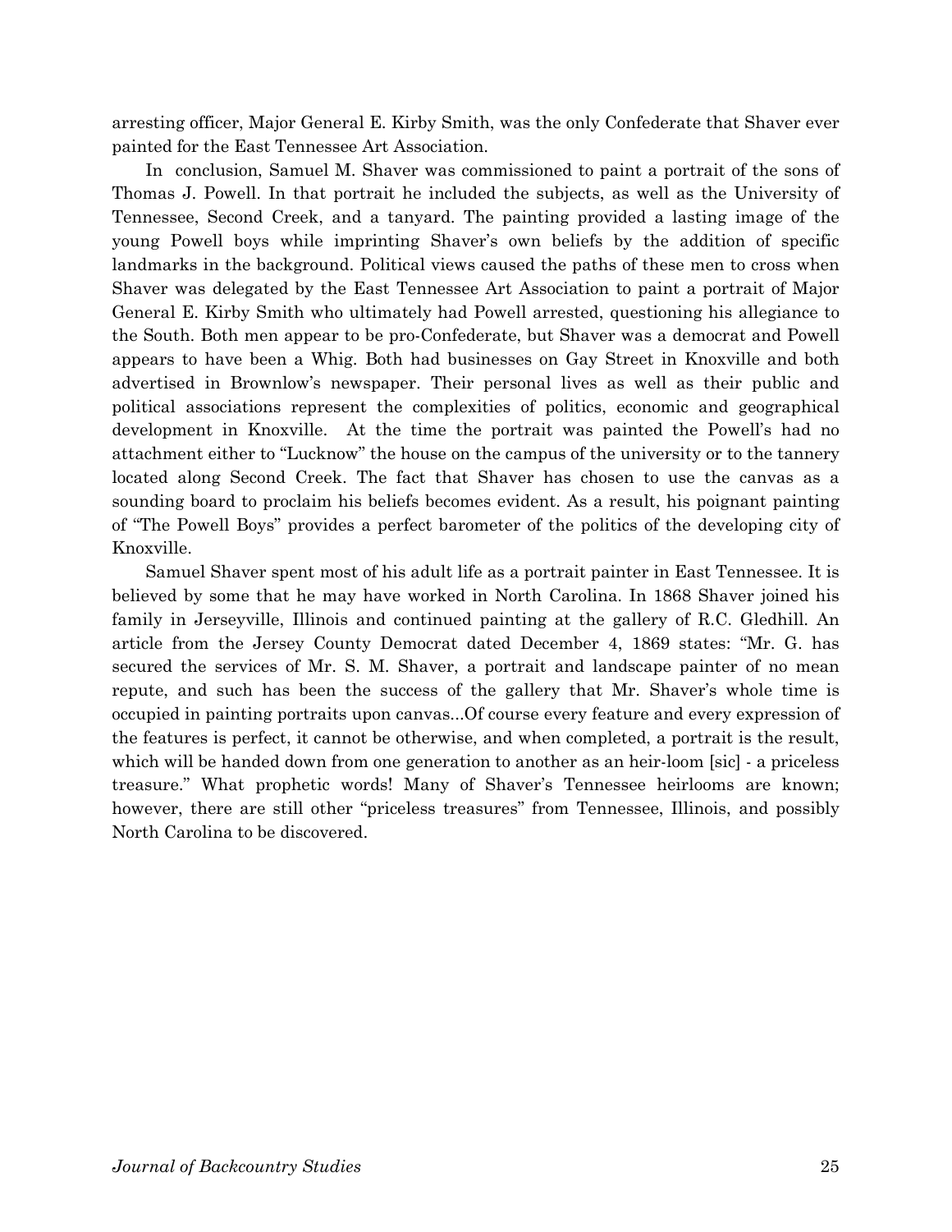arresting officer, Major General E. Kirby Smith, was the only Confederate that Shaver ever painted for the East Tennessee Art Association.

In conclusion, Samuel M. Shaver was commissioned to paint a portrait of the sons of Thomas J. Powell. In that portrait he included the subjects, as well as the University of Tennessee, Second Creek, and a tanyard. The painting provided a lasting image of the young Powell boys while imprinting Shaver's own beliefs by the addition of specific landmarks in the background. Political views caused the paths of these men to cross when Shaver was delegated by the East Tennessee Art Association to paint a portrait of Major General E. Kirby Smith who ultimately had Powell arrested, questioning his allegiance to the South. Both men appear to be pro-Confederate, but Shaver was a democrat and Powell appears to have been a Whig. Both had businesses on Gay Street in Knoxville and both advertised in Brownlow's newspaper. Their personal lives as well as their public and political associations represent the complexities of politics, economic and geographical development in Knoxville. At the time the portrait was painted the Powell's had no attachment either to "Lucknow" the house on the campus of the university or to the tannery located along Second Creek. The fact that Shaver has chosen to use the canvas as a sounding board to proclaim his beliefs becomes evident. As a result, his poignant painting of "The Powell Boys" provides a perfect barometer of the politics of the developing city of Knoxville.

Samuel Shaver spent most of his adult life as a portrait painter in East Tennessee. It is believed by some that he may have worked in North Carolina. In 1868 Shaver joined his family in Jerseyville, Illinois and continued painting at the gallery of R.C. Gledhill. An article from the Jersey County Democrat dated December 4, 1869 states: "Mr. G. has secured the services of Mr. S. M. Shaver, a portrait and landscape painter of no mean repute, and such has been the success of the gallery that Mr. Shaver's whole time is occupied in painting portraits upon canvas...Of course every feature and every expression of the features is perfect, it cannot be otherwise, and when completed, a portrait is the result, which will be handed down from one generation to another as an heir-loom [sic] - a priceless treasure." What prophetic words! Many of Shaver's Tennessee heirlooms are known; however, there are still other "priceless treasures" from Tennessee, Illinois, and possibly North Carolina to be discovered.